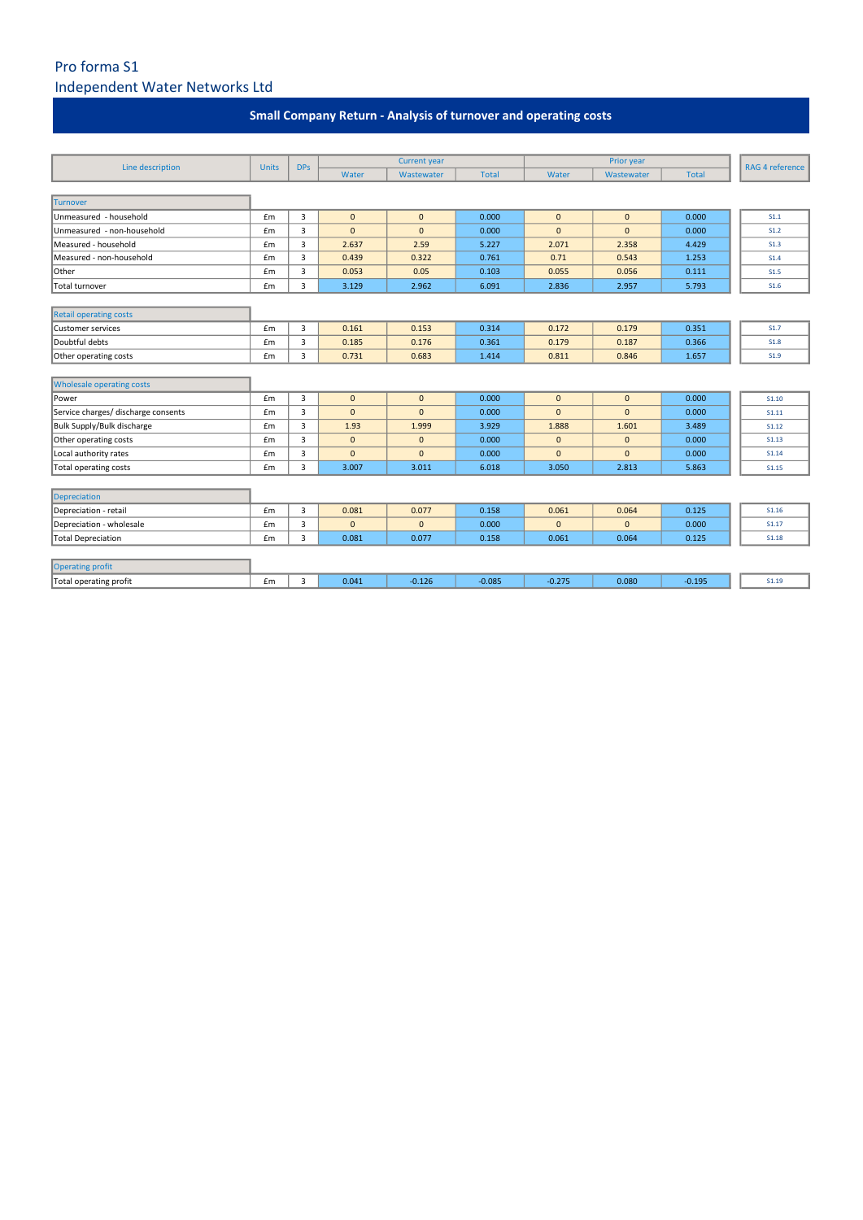# Pro forma S1

## Independent Water Networks Ltd

### Small Company Return - Analysis of turnover and operating costs

| Line description | Units | DPs | Current year | | | Prior year | | | RAG 4 reference |
|---|---|---|---|---|---|---|---|---|---|
| | | | Water | Wastewater | Total | Water | Wastewater | Total | |
| **Turnover** | | | | | | | | | |
| Unmeasured - household | £m | 3 | 0 | 0 | 0.000 | 0 | 0 | 0.000 | S1.1 |
| Unmeasured - non-household | £m | 3 | 0 | 0 | 0.000 | 0 | 0 | 0.000 | S1.2 |
| Measured - household | £m | 3 | 2.637 | 2.59 | 5.227 | 2.071 | 2.358 | 4.429 | S1.3 |
| Measured - non-household | £m | 3 | 0.439 | 0.322 | 0.761 | 0.71 | 0.543 | 1.253 | S1.4 |
| Other | £m | 3 | 0.053 | 0.05 | 0.103 | 0.055 | 0.056 | 0.111 | S1.5 |
| Total turnover | £m | 3 | 3.129 | 2.962 | 6.091 | 2.836 | 2.957 | 5.793 | S1.6 |
| **Retail operating costs** | | | | | | | | | |
| Customer services | £m | 3 | 0.161 | 0.153 | 0.314 | 0.172 | 0.179 | 0.351 | S1.7 |
| Doubtful debts | £m | 3 | 0.185 | 0.176 | 0.361 | 0.179 | 0.187 | 0.366 | S1.8 |
| Other operating costs | £m | 3 | 0.731 | 0.683 | 1.414 | 0.811 | 0.846 | 1.657 | S1.9 |
| **Wholesale operating costs** | | | | | | | | | |
| Power | £m | 3 | 0 | 0 | 0.000 | 0 | 0 | 0.000 | S1.10 |
| Service charges/ discharge consents | £m | 3 | 0 | 0 | 0.000 | 0 | 0 | 0.000 | S1.11 |
| Bulk Supply/Bulk discharge | £m | 3 | 1.93 | 1.999 | 3.929 | 1.888 | 1.601 | 3.489 | S1.12 |
| Other operating costs | £m | 3 | 0 | 0 | 0.000 | 0 | 0 | 0.000 | S1.13 |
| Local authority rates | £m | 3 | 0 | 0 | 0.000 | 0 | 0 | 0.000 | S1.14 |
| Total operating costs | £m | 3 | 3.007 | 3.011 | 6.018 | 3.050 | 2.813 | 5.863 | S1.15 |
| **Depreciation** | | | | | | | | | |
| Depreciation - retail | £m | 3 | 0.081 | 0.077 | 0.158 | 0.061 | 0.064 | 0.125 | S1.16 |
| Depreciation - wholesale | £m | 3 | 0 | 0 | 0.000 | 0 | 0 | 0.000 | S1.17 |
| Total Depreciation | £m | 3 | 0.081 | 0.077 | 0.158 | 0.061 | 0.064 | 0.125 | S1.18 |
| **Operating profit** | | | | | | | | | |
| Total operating profit | £m | 3 | 0.041 | -0.126 | -0.085 | -0.275 | 0.080 | -0.195 | S1.19 |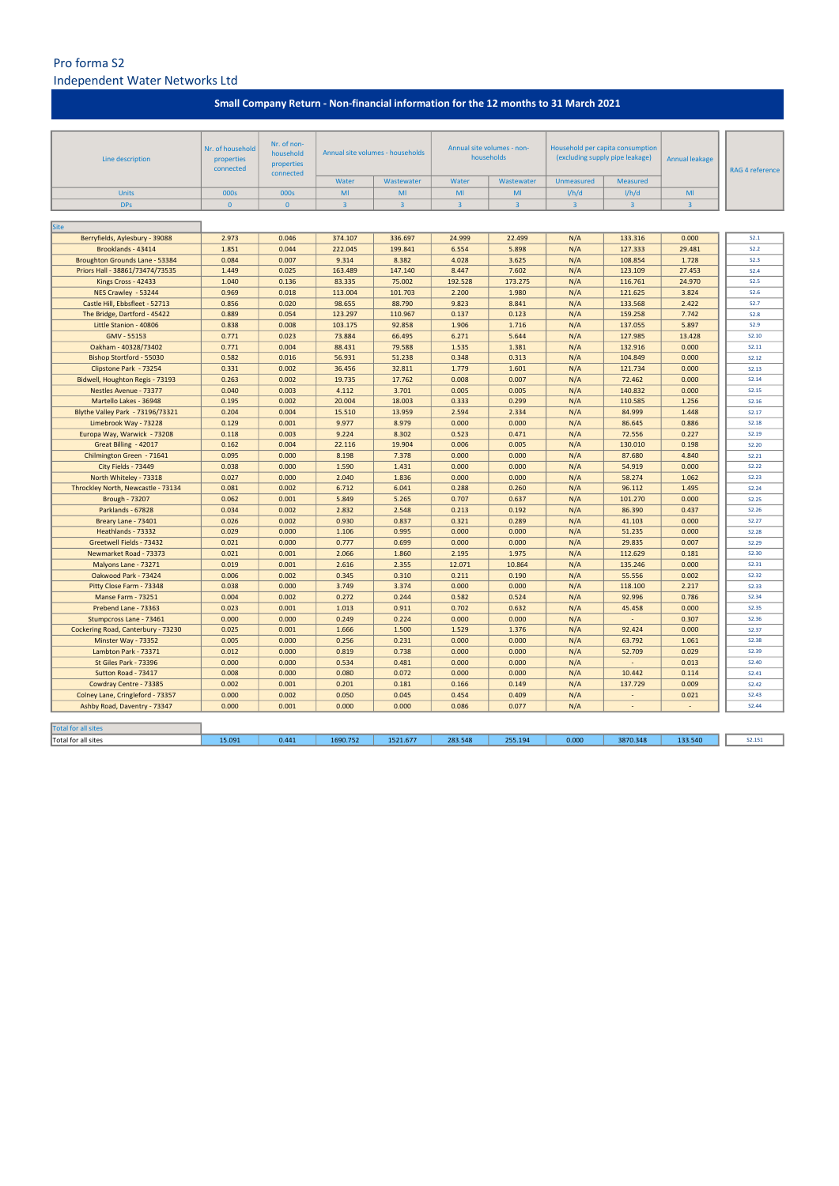Pro forma S2

Independent Water Networks Ltd

## Small Company Return - Non-financial information for the 12 months to 31 March 2021

| Line description | Nr. of household properties connected | Nr. of non-household properties connected | Annual site volumes - households | | Annual site volumes - non-households | | Household per capita consumption (excluding supply pipe leakage) | | Annual leakage | RAG 4 reference |
|---|---|---|---|---|---|---|---|---|---|---|
| | | | Water | Wastewater | Water | Wastewater | Unmeasured | Measured | | |
| Units | 000s | 000s | Ml | Ml | Ml | Ml | l/h/d | l/h/d | Ml | |
| DPs | 0 | 0 | 3 | 3 | 3 | 3 | 3 | 3 | 3 | |
| **Site** | | | | | | | | | | |
| Berryfields, Aylesbury - 39088 | 2.973 | 0.046 | 374.107 | 336.697 | 24.999 | 22.499 | N/A | 133.316 | 0.000 | S2.1 |
| Brooklands - 43414 | 1.851 | 0.044 | 222.045 | 199.841 | 6.554 | 5.898 | N/A | 127.333 | 29.481 | S2.2 |
| Broughton Grounds Lane - 53384 | 0.084 | 0.007 | 9.314 | 8.382 | 4.028 | 3.625 | N/A | 108.854 | 1.728 | S2.3 |
| Priors Hall - 38861/73474/73535 | 1.449 | 0.025 | 163.489 | 147.140 | 8.447 | 7.602 | N/A | 123.109 | 27.453 | S2.4 |
| Kings Cross - 42433 | 1.040 | 0.136 | 83.335 | 75.002 | 192.528 | 173.275 | N/A | 116.761 | 24.970 | S2.5 |
| NES Crawley - 53244 | 0.969 | 0.018 | 113.004 | 101.703 | 2.200 | 1.980 | N/A | 121.625 | 3.824 | S2.6 |
| Castle Hill, Ebbsfleet - 52713 | 0.856 | 0.020 | 98.655 | 88.790 | 9.823 | 8.841 | N/A | 133.568 | 2.422 | S2.7 |
| The Bridge, Dartford - 45422 | 0.889 | 0.054 | 123.297 | 110.967 | 0.137 | 0.123 | N/A | 159.258 | 7.742 | S2.8 |
| Little Stanion - 40806 | 0.838 | 0.008 | 103.175 | 92.858 | 1.906 | 1.716 | N/A | 137.055 | 5.897 | S2.9 |
| GMV - 55153 | 0.771 | 0.023 | 73.884 | 66.495 | 6.271 | 5.644 | N/A | 127.985 | 13.428 | S2.10 |
| Oakham - 40328/73402 | 0.771 | 0.004 | 88.431 | 79.588 | 1.535 | 1.381 | N/A | 132.916 | 0.000 | S2.11 |
| Bishop Stortford - 55030 | 0.582 | 0.016 | 56.931 | 51.238 | 0.348 | 0.313 | N/A | 104.849 | 0.000 | S2.12 |
| Clipstone Park - 73254 | 0.331 | 0.002 | 36.456 | 32.811 | 1.779 | 1.601 | N/A | 121.734 | 0.000 | S2.13 |
| Bidwell, Houghton Regis - 73193 | 0.263 | 0.002 | 19.735 | 17.762 | 0.008 | 0.007 | N/A | 72.462 | 0.000 | S2.14 |
| Nestles Avenue - 73377 | 0.040 | 0.003 | 4.112 | 3.701 | 0.005 | 0.005 | N/A | 140.832 | 0.000 | S2.15 |
| Martello Lakes - 36948 | 0.195 | 0.002 | 20.004 | 18.003 | 0.333 | 0.299 | N/A | 110.585 | 1.256 | S2.16 |
| Blythe Valley Park - 73196/73321 | 0.204 | 0.004 | 15.510 | 13.959 | 2.594 | 2.334 | N/A | 84.999 | 1.448 | S2.17 |
| Limebrook Way - 73228 | 0.129 | 0.001 | 9.977 | 8.979 | 0.000 | 0.000 | N/A | 86.645 | 0.886 | S2.18 |
| Europa Way, Warwick - 73208 | 0.118 | 0.003 | 9.224 | 8.302 | 0.523 | 0.471 | N/A | 72.556 | 0.227 | S2.19 |
| Great Billing - 42017 | 0.162 | 0.004 | 22.116 | 19.904 | 0.006 | 0.005 | N/A | 130.010 | 0.198 | S2.20 |
| Chilmington Green - 71641 | 0.095 | 0.000 | 8.198 | 7.378 | 0.000 | 0.000 | N/A | 87.680 | 4.840 | S2.21 |
| City Fields - 73449 | 0.038 | 0.000 | 1.590 | 1.431 | 0.000 | 0.000 | N/A | 54.919 | 0.000 | S2.22 |
| North Whiteley - 73318 | 0.027 | 0.000 | 2.040 | 1.836 | 0.000 | 0.000 | N/A | 58.274 | 1.062 | S2.23 |
| Throckley North, Newcastle - 73134 | 0.081 | 0.002 | 6.712 | 6.041 | 0.288 | 0.260 | N/A | 96.112 | 1.495 | S2.24 |
| Brough - 73207 | 0.062 | 0.001 | 5.849 | 5.265 | 0.707 | 0.637 | N/A | 101.270 | 0.000 | S2.25 |
| Parklands - 67828 | 0.034 | 0.002 | 2.832 | 2.548 | 0.213 | 0.192 | N/A | 86.390 | 0.437 | S2.26 |
| Breary Lane - 73401 | 0.026 | 0.002 | 0.930 | 0.837 | 0.321 | 0.289 | N/A | 41.103 | 0.000 | S2.27 |
| Heathlands - 73332 | 0.029 | 0.000 | 1.106 | 0.995 | 0.000 | 0.000 | N/A | 51.235 | 0.000 | S2.28 |
| Greetwell Fields - 73432 | 0.021 | 0.000 | 0.777 | 0.699 | 0.000 | 0.000 | N/A | 29.835 | 0.007 | S2.29 |
| Newmarket Road - 73373 | 0.021 | 0.001 | 2.066 | 1.860 | 2.195 | 1.975 | N/A | 112.629 | 0.181 | S2.30 |
| Malyons Lane - 73271 | 0.019 | 0.001 | 2.616 | 2.355 | 12.071 | 10.864 | N/A | 135.246 | 0.000 | S2.31 |
| Oakwood Park - 73424 | 0.006 | 0.002 | 0.345 | 0.310 | 0.211 | 0.190 | N/A | 55.556 | 0.002 | S2.32 |
| Pitty Close Farm - 73348 | 0.038 | 0.000 | 3.749 | 3.374 | 0.000 | 0.000 | N/A | 118.100 | 2.217 | S2.33 |
| Manse Farm - 73251 | 0.004 | 0.002 | 0.272 | 0.244 | 0.582 | 0.524 | N/A | 92.996 | 0.786 | S2.34 |
| Prebend Lane - 73363 | 0.023 | 0.001 | 1.013 | 0.911 | 0.702 | 0.632 | N/A | 45.458 | 0.000 | S2.35 |
| Stumpcross Lane - 73461 | 0.000 | 0.000 | 0.249 | 0.224 | 0.000 | 0.000 | N/A | - | 0.307 | S2.36 |
| Cockering Road, Canterbury - 73230 | 0.025 | 0.001 | 1.666 | 1.500 | 1.529 | 1.376 | N/A | 92.424 | 0.000 | S2.37 |
| Minster Way - 73352 | 0.005 | 0.000 | 0.256 | 0.231 | 0.000 | 0.000 | N/A | 63.792 | 1.061 | S2.38 |
| Lambton Park - 73371 | 0.012 | 0.000 | 0.819 | 0.738 | 0.000 | 0.000 | N/A | 52.709 | 0.029 | S2.39 |
| St Giles Park - 73396 | 0.000 | 0.000 | 0.534 | 0.481 | 0.000 | 0.000 | N/A | - | 0.013 | S2.40 |
| Sutton Road - 73417 | 0.008 | 0.000 | 0.080 | 0.072 | 0.000 | 0.000 | N/A | 10.442 | 0.114 | S2.41 |
| Cowdray Centre - 73385 | 0.002 | 0.001 | 0.201 | 0.181 | 0.166 | 0.149 | N/A | 137.729 | 0.009 | S2.42 |
| Colney Lane, Cringleford - 73357 | 0.000 | 0.002 | 0.050 | 0.045 | 0.454 | 0.409 | N/A | - | 0.021 | S2.43 |
| Ashby Road, Daventry - 73347 | 0.000 | 0.001 | 0.000 | 0.000 | 0.086 | 0.077 | N/A | - | - | S2.44 |
| **Total for all sites** | | | | | | | | | | |
| Total for all sites | 15.091 | 0.441 | 1690.752 | 1521.677 | 283.548 | 255.194 | 0.000 | 3870.348 | 133.540 | S2.151 |